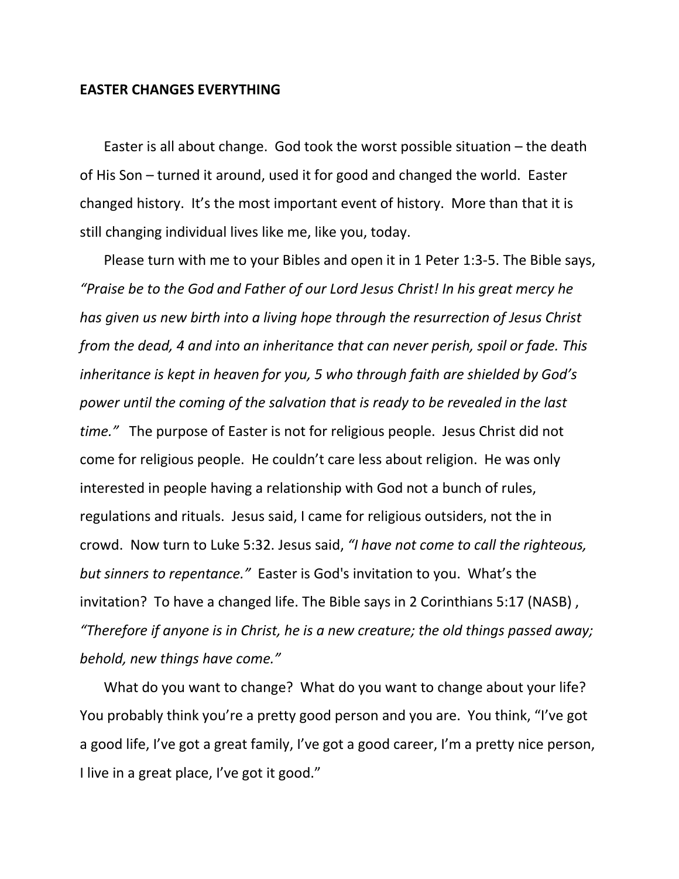**EASTER CHANGES EVERYTHING**

Easter is all about change. God took the worst possible situation – the death of His Son – turned it around, used it for good and changed the world. Easter changed history. It's the most important event of history. More than that it is still changing individual lives like me, like you, today.

Please turn with me to your Bibles and open it in 1 Peter 1:3-5. The Bible says, *"Praise be to the God and Father of our Lord Jesus Christ! In his great mercy he has given us new birth into a living hope through the resurrection of Jesus Christ from the dead, 4 and into an inheritance that can never perish, spoil or fade. This inheritance is kept in heaven for you, 5 who through faith are shielded by God's power until the coming of the salvation that is ready to be revealed in the last time."* The purpose of Easter is not for religious people. Jesus Christ did not come for religious people. He couldn't care less about religion. He was only interested in people having a relationship with God not a bunch of rules, regulations and rituals. Jesus said, I came for religious outsiders, not the in crowd. Now turn to Luke 5:32. Jesus said, *"I have not come to call the righteous, but sinners to repentance."* Easter is God's invitation to you. What's the invitation? To have a changed life. The Bible says in 2 Corinthians 5:17 (NASB) , *"Therefore if anyone is in Christ, he is a new creature; the old things passed away; behold, new things have come."*

What do you want to change? What do you want to change about your life? You probably think you're a pretty good person and you are. You think, "I've got a good life, I've got a great family, I've got a good career, I'm a pretty nice person, I live in a great place, I've got it good."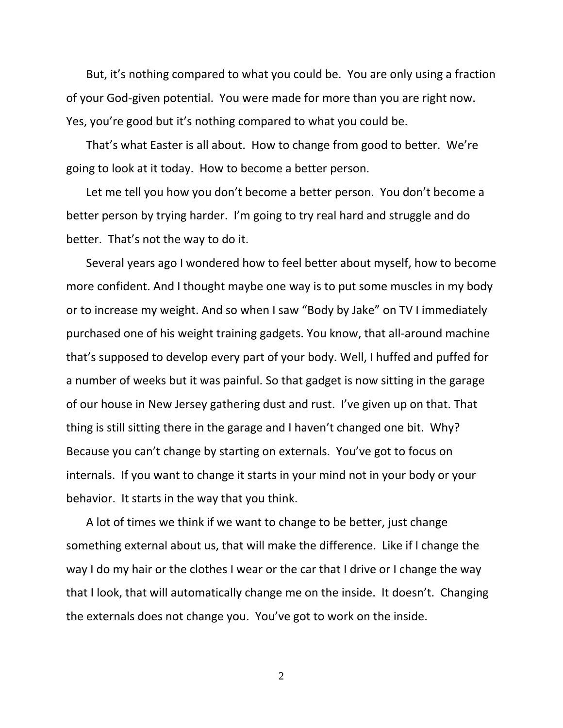But, it's nothing compared to what you could be. You are only using a fraction of your God-given potential. You were made for more than you are right now. Yes, you're good but it's nothing compared to what you could be.

That's what Easter is all about. How to change from good to better. We're going to look at it today. How to become a better person.

Let me tell you how you don't become a better person. You don't become a better person by trying harder. I'm going to try real hard and struggle and do better. That's not the way to do it.

Several years ago I wondered how to feel better about myself, how to become more confident. And I thought maybe one way is to put some muscles in my body or to increase my weight. And so when I saw "Body by Jake" on TV I immediately purchased one of his weight training gadgets. You know, that all-around machine that's supposed to develop every part of your body. Well, I huffed and puffed for a number of weeks but it was painful. So that gadget is now sitting in the garage of our house in New Jersey gathering dust and rust. I've given up on that. That thing is still sitting there in the garage and I haven't changed one bit. Why? Because you can't change by starting on externals. You've got to focus on internals. If you want to change it starts in your mind not in your body or your behavior. It starts in the way that you think.

A lot of times we think if we want to change to be better, just change something external about us, that will make the difference. Like if I change the way I do my hair or the clothes I wear or the car that I drive or I change the way that I look, that will automatically change me on the inside. It doesn't. Changing the externals does not change you. You've got to work on the inside.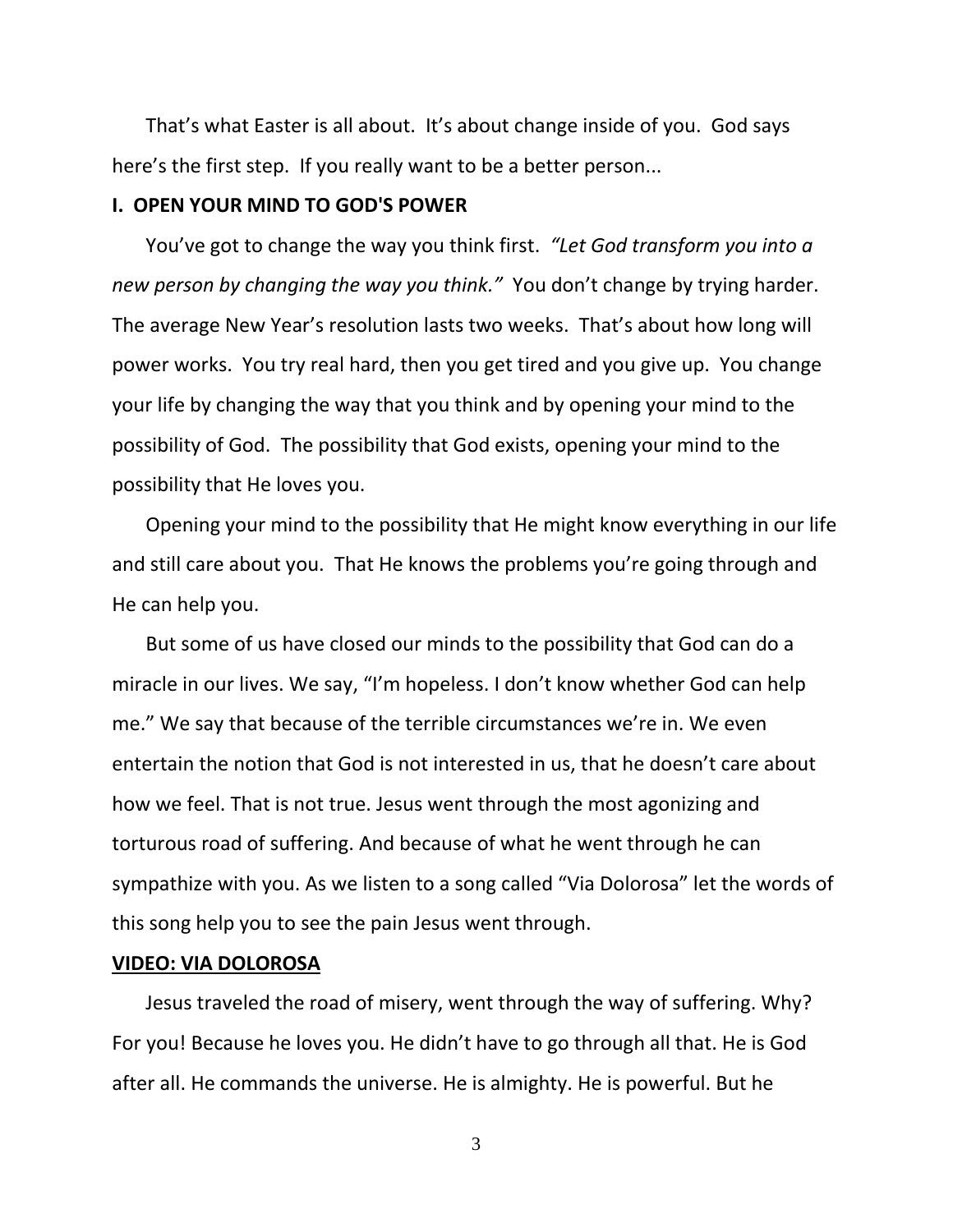That's what Easter is all about. It's about change inside of you. God says here's the first step. If you really want to be a better person...

## I. OPEN YOUR MIND TO GOD'S POWER

You've got to change the way you think first. *"Let God transform you into a new person by changing the way you think."* You don't change by trying harder. The average New Year's resolution lasts two weeks. That's about how long will power works. You try real hard, then you get tired and you give up. You change your life by changing the way that you think and by opening your mind to the possibility of God. The possibility that God exists, opening your mind to the possibility that He loves you.

Opening your mind to the possibility that He might know everything in our life and still care about you. That He knows the problems you're going through and He can help you.

But some of us have closed our minds to the possibility that God can do a miracle in our lives. We say, "I'm hopeless. I don't know whether God can help me." We say that because of the terrible circumstances we're in. We even entertain the notion that God is not interested in us, that he doesn't care about how we feel. That is not true. Jesus went through the most agonizing and torturous road of suffering. And because of what he went through he can sympathize with you. As we listen to a song called "Via Dolorosa" let the words of this song help you to see the pain Jesus went through.

**VIDEO: VIA DOLOROSA**

Jesus traveled the road of misery, went through the way of suffering. Why? For you! Because he loves you. He didn't have to go through all that. He is God after all. He commands the universe. He is almighty. He is powerful. But he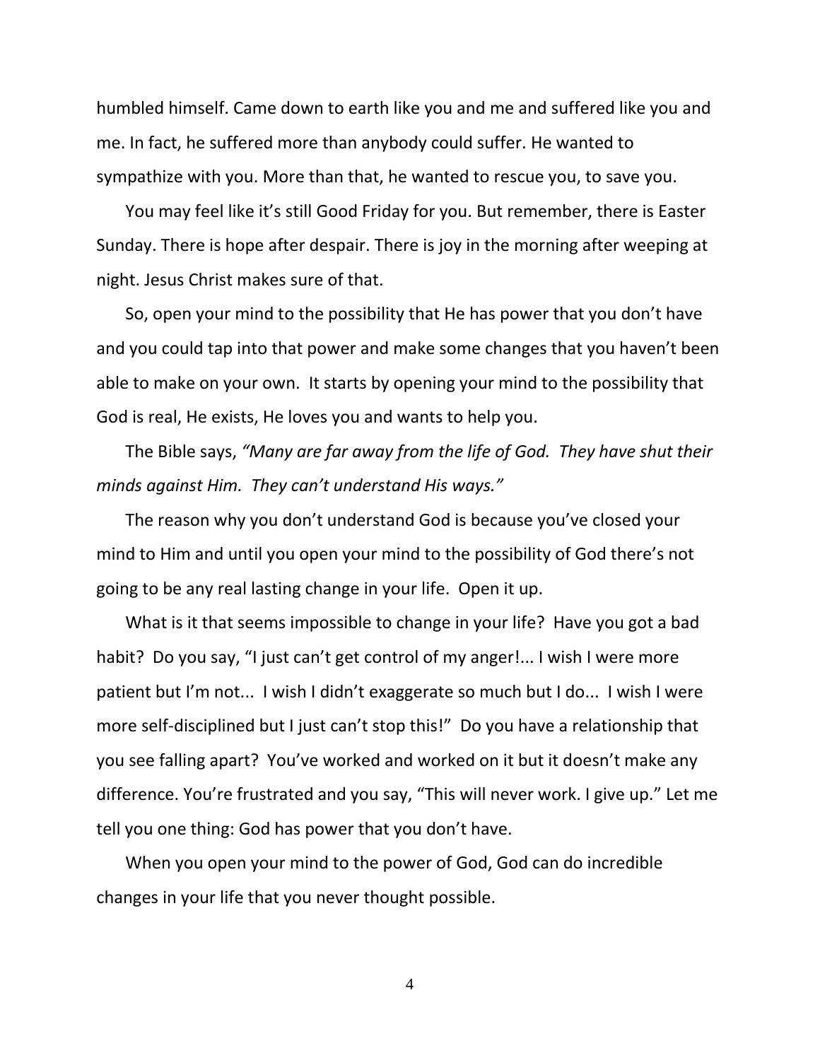humbled himself. Came down to earth like you and me and suffered like you and me. In fact, he suffered more than anybody could suffer. He wanted to sympathize with you. More than that, he wanted to rescue you, to save you.

You may feel like it's still Good Friday for you. But remember, there is Easter Sunday. There is hope after despair. There is joy in the morning after weeping at night. Jesus Christ makes sure of that.

So, open your mind to the possibility that He has power that you don't have and you could tap into that power and make some changes that you haven't been able to make on your own. It starts by opening your mind to the possibility that God is real, He exists, He loves you and wants to help you.

The Bible says, *"Many are far away from the life of God. They have shut their minds against Him. They can't understand His ways."*

The reason why you don't understand God is because you've closed your mind to Him and until you open your mind to the possibility of God there's not going to be any real lasting change in your life. Open it up.

What is it that seems impossible to change in your life? Have you got a bad habit? Do you say, "I just can't get control of my anger!... I wish I were more patient but I'm not... I wish I didn't exaggerate so much but I do... I wish I were more self-disciplined but I just can't stop this!" Do you have a relationship that you see falling apart? You've worked and worked on it but it doesn't make any difference. You're frustrated and you say, "This will never work. I give up." Let me tell you one thing: God has power that you don't have.

When you open your mind to the power of God, God can do incredible changes in your life that you never thought possible.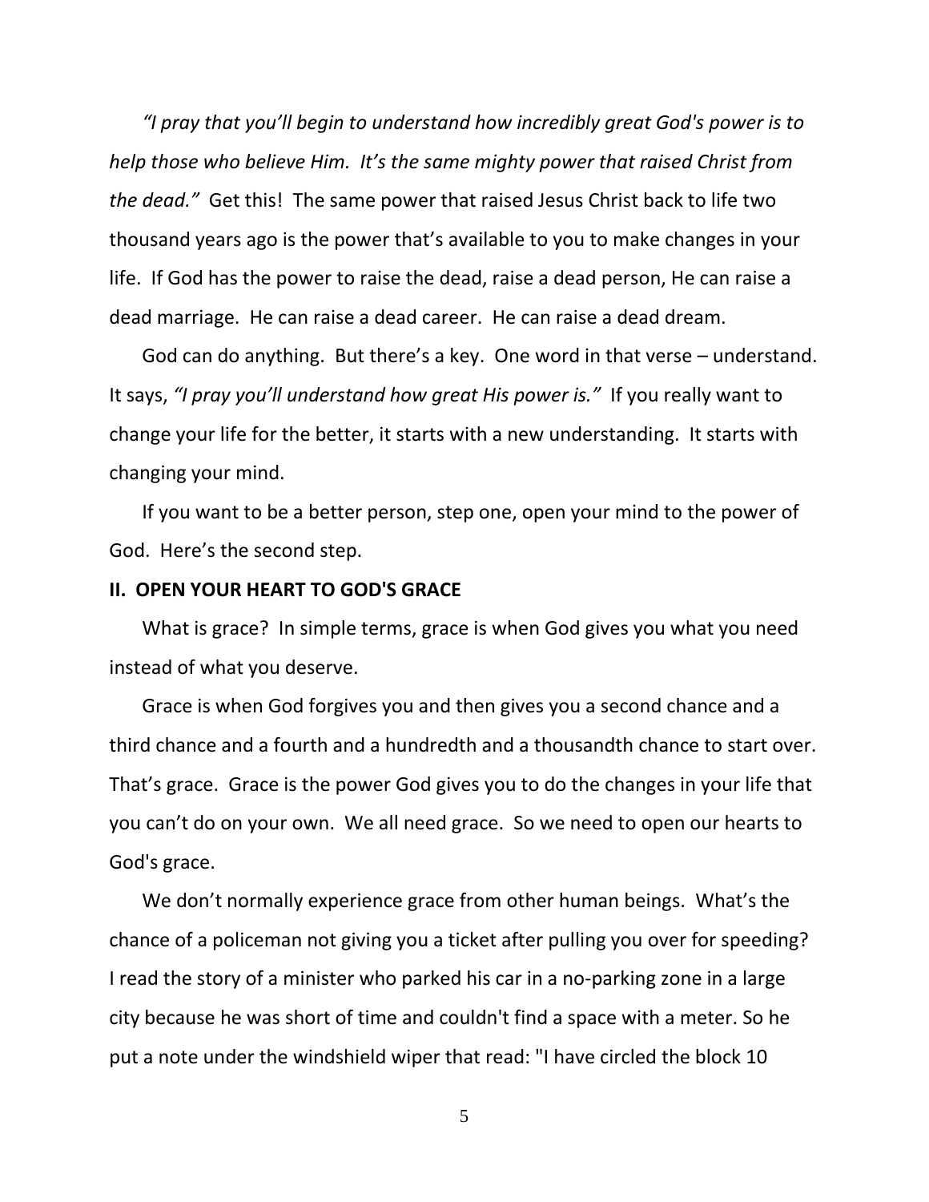*"I pray that you'll begin to understand how incredibly great God's power is to help those who believe Him. It's the same mighty power that raised Christ from the dead."* Get this! The same power that raised Jesus Christ back to life two thousand years ago is the power that's available to you to make changes in your life. If God has the power to raise the dead, raise a dead person, He can raise a dead marriage. He can raise a dead career. He can raise a dead dream.

God can do anything. But there's a key. One word in that verse – understand. It says, *"I pray you'll understand how great His power is."* If you really want to change your life for the better, it starts with a new understanding. It starts with changing your mind.

If you want to be a better person, step one, open your mind to the power of God. Here's the second step.

**II. OPEN YOUR HEART TO GOD'S GRACE**

What is grace? In simple terms, grace is when God gives you what you need instead of what you deserve.

Grace is when God forgives you and then gives you a second chance and a third chance and a fourth and a hundredth and a thousandth chance to start over. That's grace. Grace is the power God gives you to do the changes in your life that you can't do on your own. We all need grace. So we need to open our hearts to God's grace.

We don't normally experience grace from other human beings. What's the chance of a policeman not giving you a ticket after pulling you over for speeding? I read the story of a minister who parked his car in a no-parking zone in a large city because he was short of time and couldn't find a space with a meter. So he put a note under the windshield wiper that read: "I have circled the block 10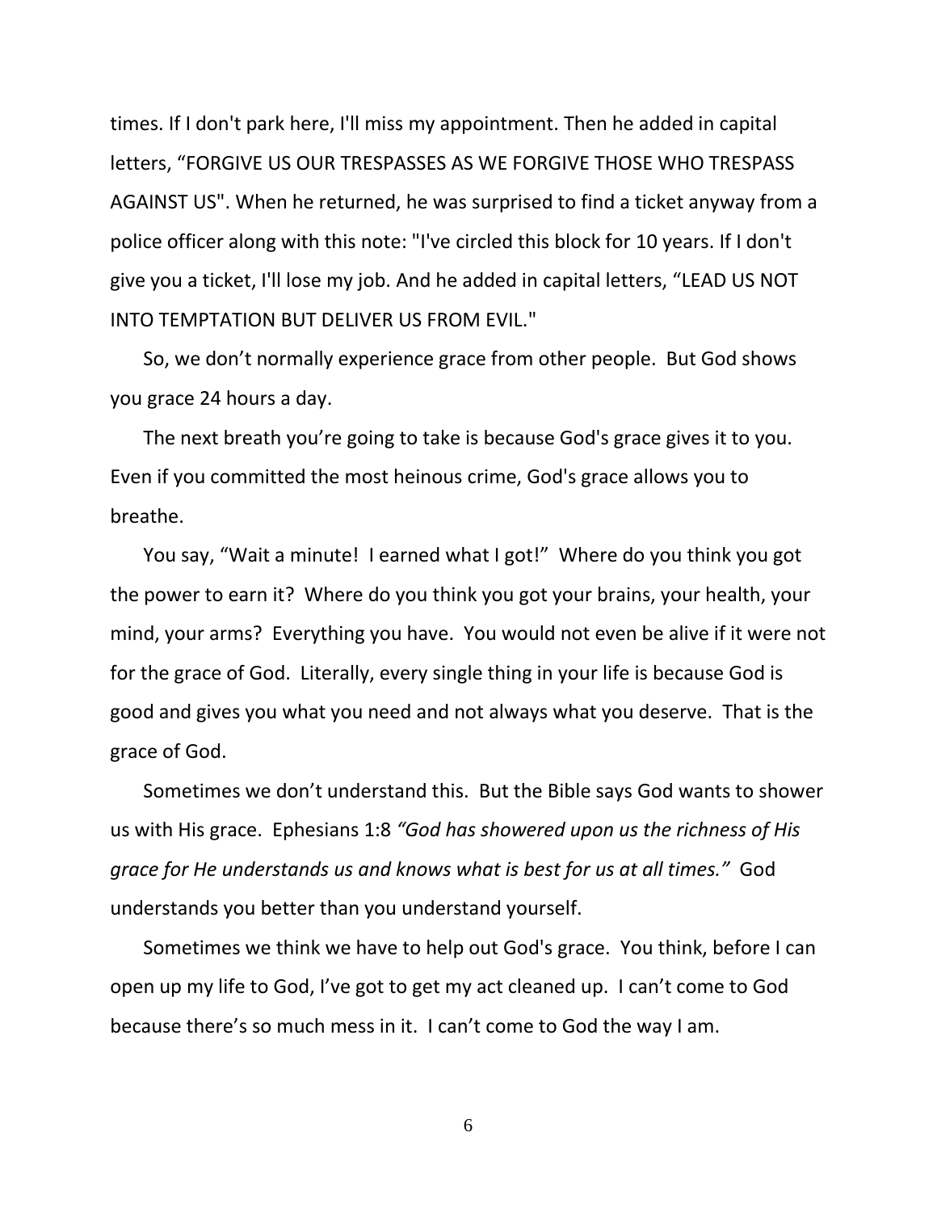times. If I don't park here, I'll miss my appointment. Then he added in capital letters, “FORGIVE US OUR TRESPASSES AS WE FORGIVE THOSE WHO TRESPASS AGAINST US". When he returned, he was surprised to find a ticket anyway from a police officer along with this note: "I've circled this block for 10 years. If I don't give you a ticket, I'll lose my job. And he added in capital letters, “LEAD US NOT INTO TEMPTATION BUT DELIVER US FROM EVIL."

So, we don’t normally experience grace from other people. But God shows you grace 24 hours a day.

The next breath you’re going to take is because God's grace gives it to you. Even if you committed the most heinous crime, God's grace allows you to breathe.

You say, “Wait a minute! I earned what I got!” Where do you think you got the power to earn it? Where do you think you got your brains, your health, your mind, your arms? Everything you have. You would not even be alive if it were not for the grace of God. Literally, every single thing in your life is because God is good and gives you what you need and not always what you deserve. That is the grace of God.

Sometimes we don’t understand this. But the Bible says God wants to shower us with His grace. Ephesians 1:8 *“God has showered upon us the richness of His grace for He understands us and knows what is best for us at all times.”* God understands you better than you understand yourself.

Sometimes we think we have to help out God's grace. You think, before I can open up my life to God, I’ve got to get my act cleaned up. I can’t come to God because there’s so much mess in it. I can’t come to God the way I am.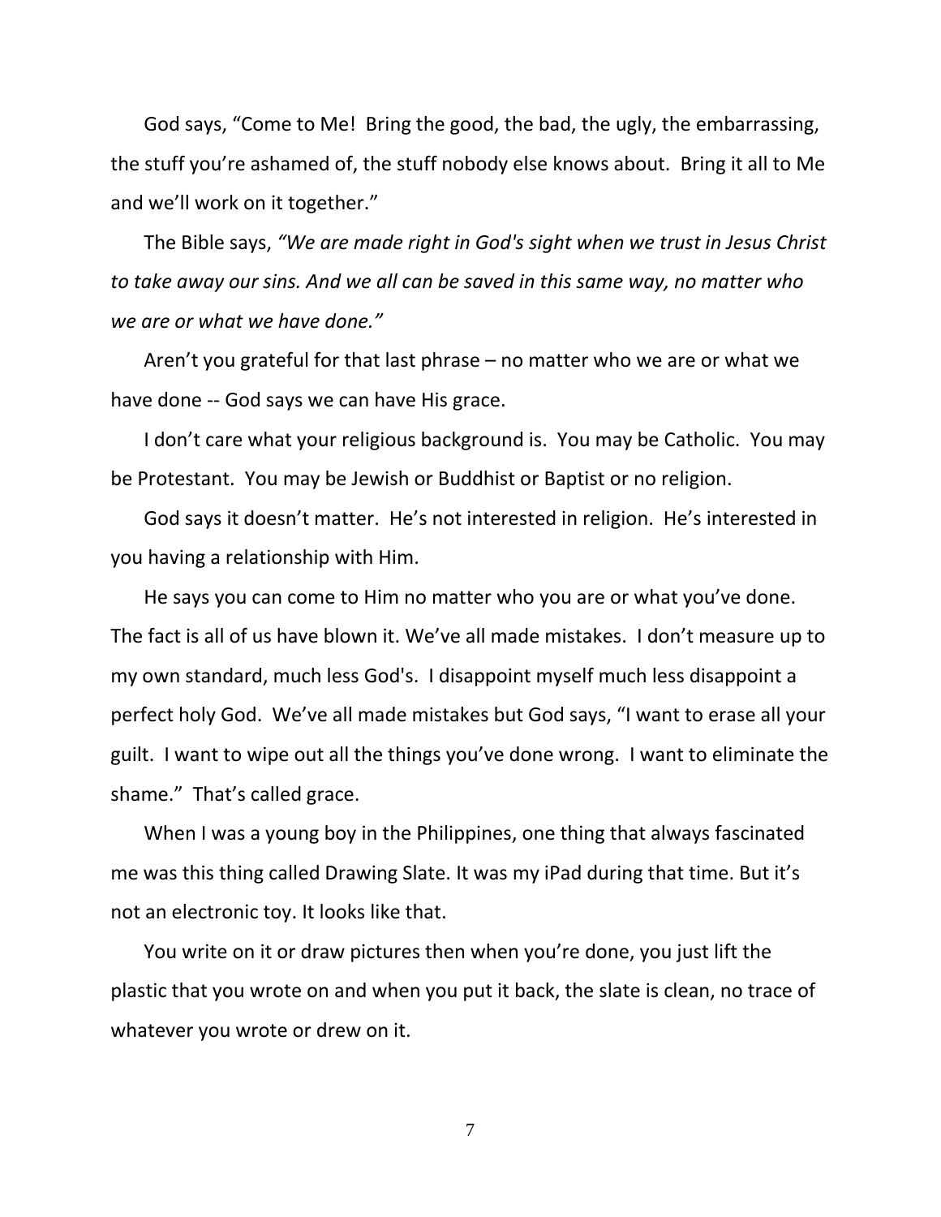God says, "Come to Me! Bring the good, the bad, the ugly, the embarrassing, the stuff you're ashamed of, the stuff nobody else knows about. Bring it all to Me and we'll work on it together."

The Bible says, *"We are made right in God's sight when we trust in Jesus Christ to take away our sins. And we all can be saved in this same way, no matter who we are or what we have done."*

Aren't you grateful for that last phrase – no matter who we are or what we have done -- God says we can have His grace.

I don't care what your religious background is. You may be Catholic. You may be Protestant. You may be Jewish or Buddhist or Baptist or no religion.

God says it doesn't matter. He's not interested in religion. He's interested in you having a relationship with Him.

He says you can come to Him no matter who you are or what you've done. The fact is all of us have blown it. We've all made mistakes. I don't measure up to my own standard, much less God's. I disappoint myself much less disappoint a perfect holy God. We've all made mistakes but God says, "I want to erase all your guilt. I want to wipe out all the things you've done wrong. I want to eliminate the shame." That's called grace.

When I was a young boy in the Philippines, one thing that always fascinated me was this thing called Drawing Slate. It was my iPad during that time. But it's not an electronic toy. It looks like that.

You write on it or draw pictures then when you're done, you just lift the plastic that you wrote on and when you put it back, the slate is clean, no trace of whatever you wrote or drew on it.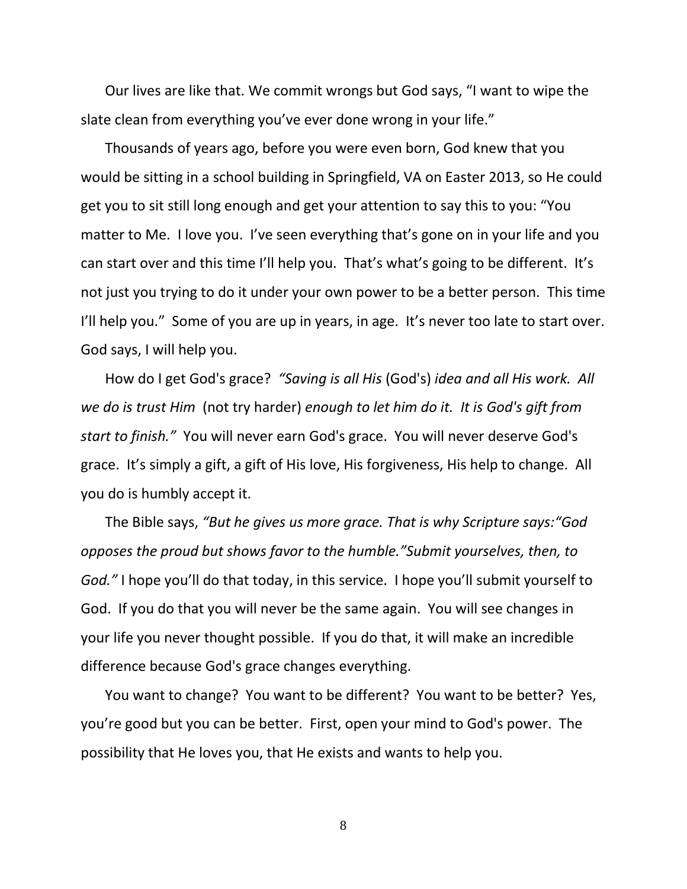Our lives are like that. We commit wrongs but God says, "I want to wipe the slate clean from everything you've ever done wrong in your life."

Thousands of years ago, before you were even born, God knew that you would be sitting in a school building in Springfield, VA on Easter 2013, so He could get you to sit still long enough and get your attention to say this to you: "You matter to Me. I love you. I've seen everything that's gone on in your life and you can start over and this time I'll help you. That's what's going to be different. It's not just you trying to do it under your own power to be a better person. This time I'll help you." Some of you are up in years, in age. It's never too late to start over. God says, I will help you.

How do I get God's grace? *"Saving is all His* (God's) *idea and all His work. All we do is trust Him* (not try harder) *enough to let him do it. It is God's gift from start to finish."* You will never earn God's grace. You will never deserve God's grace. It's simply a gift, a gift of His love, His forgiveness, His help to change. All you do is humbly accept it.

The Bible says, *"But he gives us more grace. That is why Scripture says:"God opposes the proud but shows favor to the humble."Submit yourselves, then, to God."* I hope you'll do that today, in this service. I hope you'll submit yourself to God. If you do that you will never be the same again. You will see changes in your life you never thought possible. If you do that, it will make an incredible difference because God's grace changes everything.

You want to change? You want to be different? You want to be better? Yes, you're good but you can be better. First, open your mind to God's power. The possibility that He loves you, that He exists and wants to help you.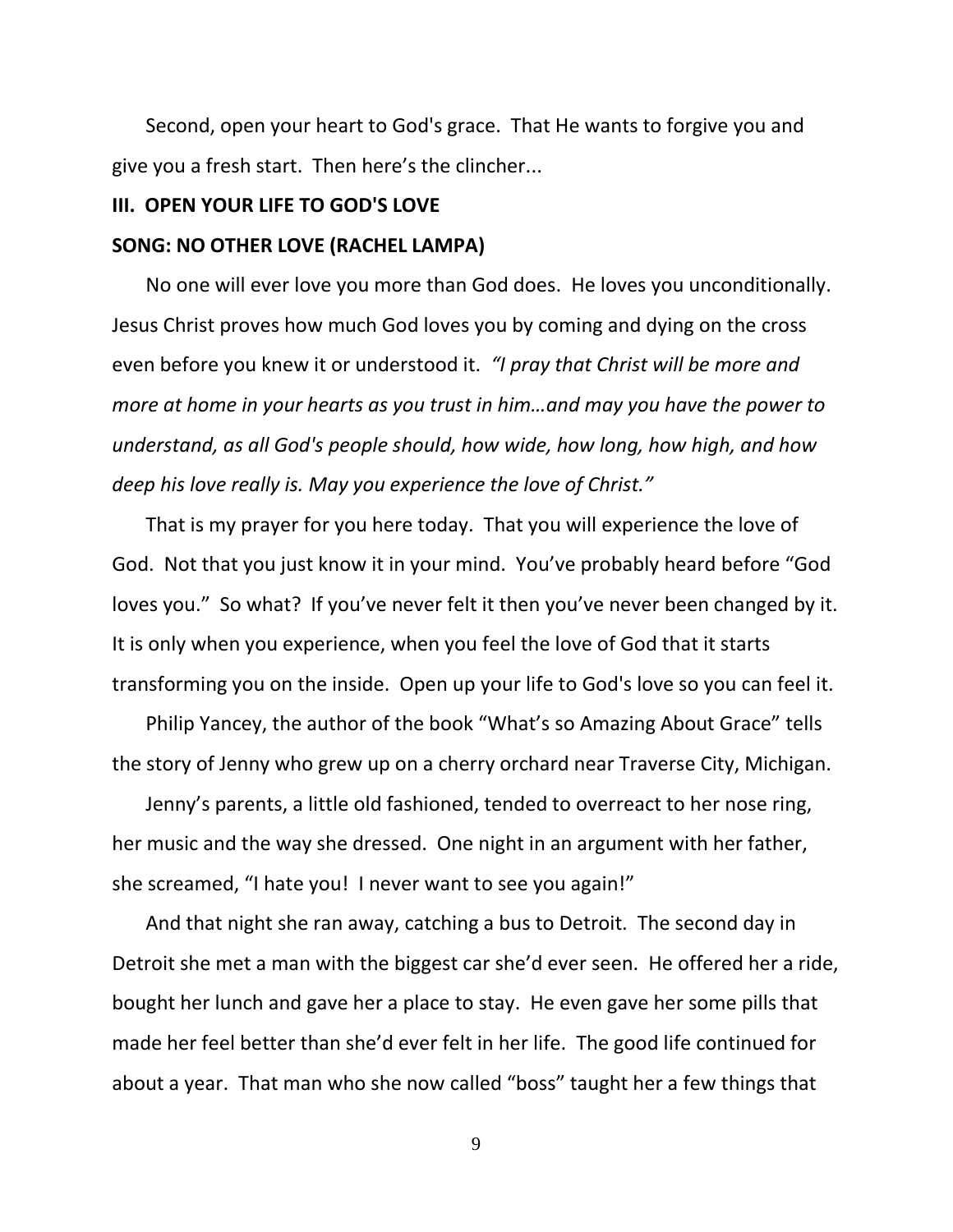Second, open your heart to God's grace. That He wants to forgive you and give you a fresh start. Then here's the clincher...

**III. OPEN YOUR LIFE TO GOD'S LOVE**

**SONG: NO OTHER LOVE (RACHEL LAMPA)**

No one will ever love you more than God does. He loves you unconditionally. Jesus Christ proves how much God loves you by coming and dying on the cross even before you knew it or understood it. *"I pray that Christ will be more and more at home in your hearts as you trust in him…and may you have the power to understand, as all God's people should, how wide, how long, how high, and how deep his love really is. May you experience the love of Christ."*

That is my prayer for you here today. That you will experience the love of God. Not that you just know it in your mind. You've probably heard before "God loves you." So what? If you've never felt it then you've never been changed by it. It is only when you experience, when you feel the love of God that it starts transforming you on the inside. Open up your life to God's love so you can feel it.

Philip Yancey, the author of the book "What's so Amazing About Grace" tells the story of Jenny who grew up on a cherry orchard near Traverse City, Michigan.

Jenny's parents, a little old fashioned, tended to overreact to her nose ring, her music and the way she dressed. One night in an argument with her father, she screamed, "I hate you! I never want to see you again!"

And that night she ran away, catching a bus to Detroit. The second day in Detroit she met a man with the biggest car she'd ever seen. He offered her a ride, bought her lunch and gave her a place to stay. He even gave her some pills that made her feel better than she'd ever felt in her life. The good life continued for about a year. That man who she now called "boss" taught her a few things that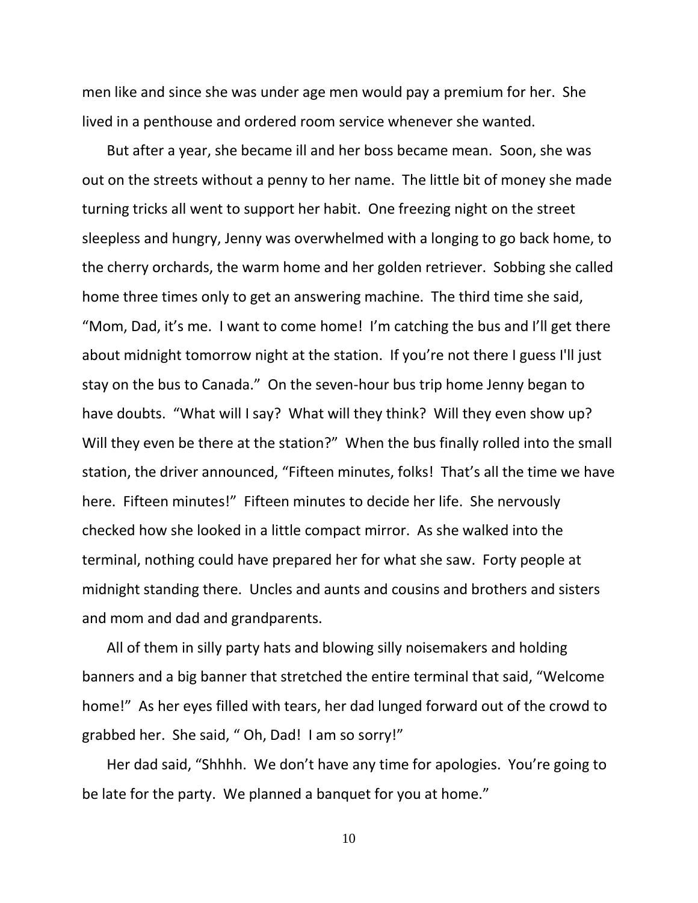men like and since she was under age men would pay a premium for her. She lived in a penthouse and ordered room service whenever she wanted.

But after a year, she became ill and her boss became mean. Soon, she was out on the streets without a penny to her name. The little bit of money she made turning tricks all went to support her habit. One freezing night on the street sleepless and hungry, Jenny was overwhelmed with a longing to go back home, to the cherry orchards, the warm home and her golden retriever. Sobbing she called home three times only to get an answering machine. The third time she said, "Mom, Dad, it's me. I want to come home! I'm catching the bus and I'll get there about midnight tomorrow night at the station. If you're not there I guess I'll just stay on the bus to Canada." On the seven-hour bus trip home Jenny began to have doubts. "What will I say? What will they think? Will they even show up? Will they even be there at the station?" When the bus finally rolled into the small station, the driver announced, "Fifteen minutes, folks! That's all the time we have here. Fifteen minutes!" Fifteen minutes to decide her life. She nervously checked how she looked in a little compact mirror. As she walked into the terminal, nothing could have prepared her for what she saw. Forty people at midnight standing there. Uncles and aunts and cousins and brothers and sisters and mom and dad and grandparents.

All of them in silly party hats and blowing silly noisemakers and holding banners and a big banner that stretched the entire terminal that said, "Welcome home!" As her eyes filled with tears, her dad lunged forward out of the crowd to grabbed her. She said, " Oh, Dad! I am so sorry!"

Her dad said, "Shhhh. We don't have any time for apologies. You're going to be late for the party. We planned a banquet for you at home."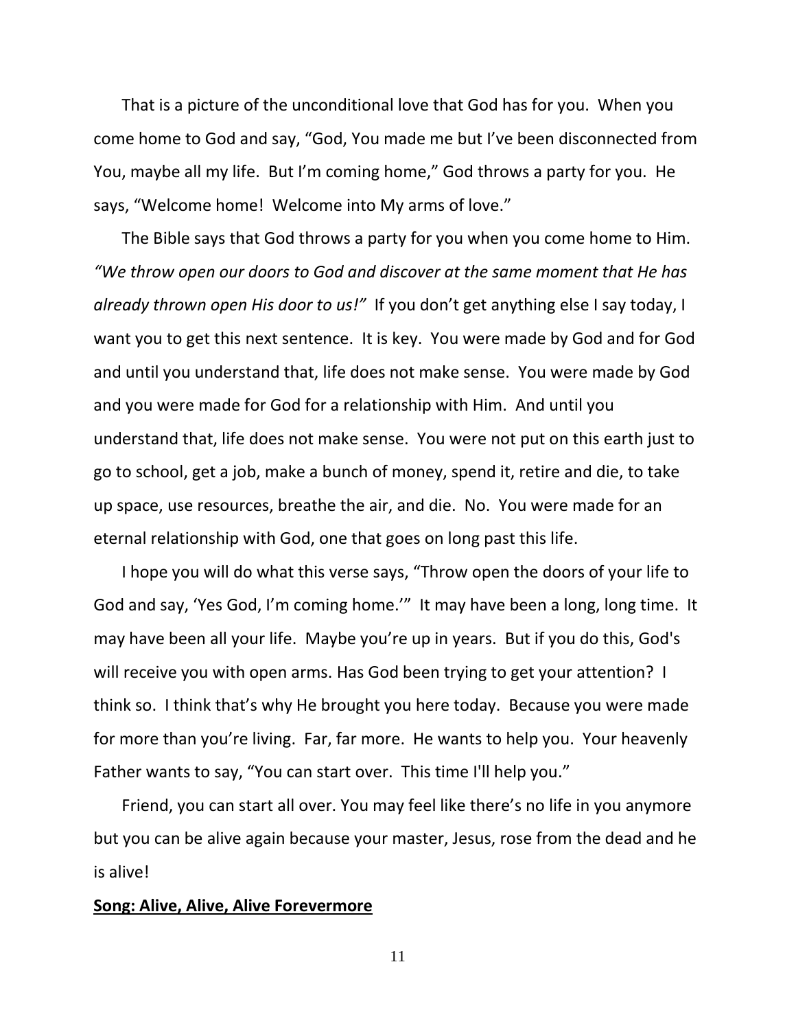That is a picture of the unconditional love that God has for you. When you come home to God and say, "God, You made me but I've been disconnected from You, maybe all my life. But I'm coming home," God throws a party for you. He says, "Welcome home! Welcome into My arms of love."

The Bible says that God throws a party for you when you come home to Him. *"We throw open our doors to God and discover at the same moment that He has already thrown open His door to us!"* If you don't get anything else I say today, I want you to get this next sentence. It is key. You were made by God and for God and until you understand that, life does not make sense. You were made by God and you were made for God for a relationship with Him. And until you understand that, life does not make sense. You were not put on this earth just to go to school, get a job, make a bunch of money, spend it, retire and die, to take up space, use resources, breathe the air, and die. No. You were made for an eternal relationship with God, one that goes on long past this life.

I hope you will do what this verse says, "Throw open the doors of your life to God and say, 'Yes God, I'm coming home.'" It may have been a long, long time. It may have been all your life. Maybe you're up in years. But if you do this, God's will receive you with open arms. Has God been trying to get your attention? I think so. I think that's why He brought you here today. Because you were made for more than you're living. Far, far more. He wants to help you. Your heavenly Father wants to say, "You can start over. This time I'll help you."

Friend, you can start all over. You may feel like there's no life in you anymore but you can be alive again because your master, Jesus, rose from the dead and he is alive!

**Song: Alive, Alive, Alive Forevermore**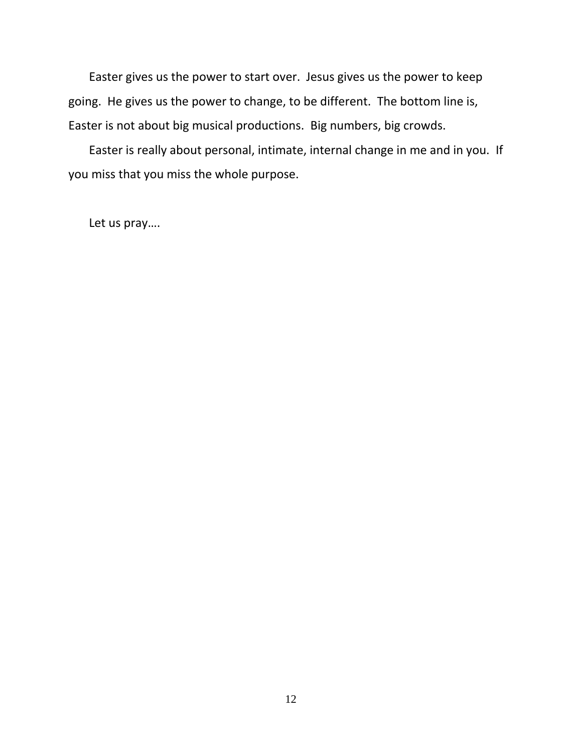Easter gives us the power to start over.  Jesus gives us the power to keep going.  He gives us the power to change, to be different.  The bottom line is, Easter is not about big musical productions.  Big numbers, big crowds.

Easter is really about personal, intimate, internal change in me and in you.  If you miss that you miss the whole purpose.

Let us pray….